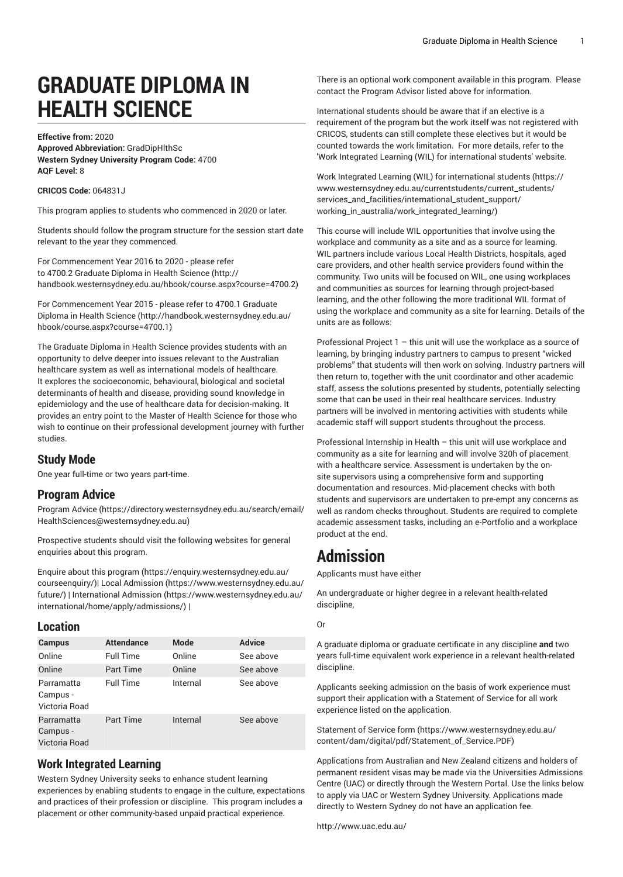# GRADUATE DIPLOMA IN HEALTH SCIENCE

**Effective from:** 2020
**Approved Abbreviation:** GradDipHlthSc
**Western Sydney University Program Code:** 4700
**AQF Level:** 8

**CRICOS Code:** 064831J

This program applies to students who commenced in 2020 or later.

Students should follow the program structure for the session start date relevant to the year they commenced.

For Commencement Year 2016 to 2020 - please refer to 4700.2 Graduate Diploma in Health Science (http://handbook.westernsydney.edu.au/hbook/course.aspx?course=4700.2)

For Commencement Year 2015 - please refer to 4700.1 Graduate Diploma in Health Science (http://handbook.westernsydney.edu.au/hbook/course.aspx?course=4700.1)

The Graduate Diploma in Health Science provides students with an opportunity to delve deeper into issues relevant to the Australian healthcare system as well as international models of healthcare. It explores the socioeconomic, behavioural, biological and societal determinants of health and disease, providing sound knowledge in epidemiology and the use of healthcare data for decision-making. It provides an entry point to the Master of Health Science for those who wish to continue on their professional development journey with further studies.

## Study Mode

One year full-time or two years part-time.

## Program Advice

Program Advice (https://directory.westernsydney.edu.au/search/email/HealthSciences@westernsydney.edu.au)

Prospective students should visit the following websites for general enquiries about this program.

Enquire about this program (https://enquiry.westernsydney.edu.au/courseenquiry/)| Local Admission (https://www.westernsydney.edu.au/future/) | International Admission (https://www.westernsydney.edu.au/international/home/apply/admissions/) |

## Location

| Campus | Attendance | Mode | Advice |
|---|---|---|---|
| Online | Full Time | Online | See above |
| Online | Part Time | Online | See above |
| Parramatta Campus - Victoria Road | Full Time | Internal | See above |
| Parramatta Campus - Victoria Road | Part Time | Internal | See above |

## Work Integrated Learning

Western Sydney University seeks to enhance student learning experiences by enabling students to engage in the culture, expectations and practices of their profession or discipline. This program includes a placement or other community-based unpaid practical experience.

There is an optional work component available in this program. Please contact the Program Advisor listed above for information.

International students should be aware that if an elective is a requirement of the program but the work itself was not registered with CRICOS, students can still complete these electives but it would be counted towards the work limitation. For more details, refer to the 'Work Integrated Learning (WIL) for international students' website.

Work Integrated Learning (WIL) for international students (https://www.westernsydney.edu.au/currentstudents/current_students/services_and_facilities/international_student_support/working_in_australia/work_integrated_learning/)

This course will include WIL opportunities that involve using the workplace and community as a site and as a source for learning. WIL partners include various Local Health Districts, hospitals, aged care providers, and other health service providers found within the community. Two units will be focused on WIL, one using workplaces and communities as sources for learning through project-based learning, and the other following the more traditional WIL format of using the workplace and community as a site for learning. Details of the units are as follows:

Professional Project 1 – this unit will use the workplace as a source of learning, by bringing industry partners to campus to present "wicked problems" that students will then work on solving. Industry partners will then return to, together with the unit coordinator and other academic staff, assess the solutions presented by students, potentially selecting some that can be used in their real healthcare services. Industry partners will be involved in mentoring activities with students while academic staff will support students throughout the process.

Professional Internship in Health – this unit will use workplace and community as a site for learning and will involve 320h of placement with a healthcare service. Assessment is undertaken by the on-site supervisors using a comprehensive form and supporting documentation and resources. Mid-placement checks with both students and supervisors are undertaken to pre-empt any concerns as well as random checks throughout. Students are required to complete academic assessment tasks, including an e-Portfolio and a workplace product at the end.

# Admission

Applicants must have either

An undergraduate or higher degree in a relevant health-related discipline,

Or

A graduate diploma or graduate certificate in any discipline **and** two years full-time equivalent work experience in a relevant health-related discipline.

Applicants seeking admission on the basis of work experience must support their application with a Statement of Service for all work experience listed on the application.

Statement of Service form (https://www.westernsydney.edu.au/content/dam/digital/pdf/Statement_of_Service.PDF)

Applications from Australian and New Zealand citizens and holders of permanent resident visas may be made via the Universities Admissions Centre (UAC) or directly through the Western Portal. Use the links below to apply via UAC or Western Sydney University. Applications made directly to Western Sydney do not have an application fee.

http://www.uac.edu.au/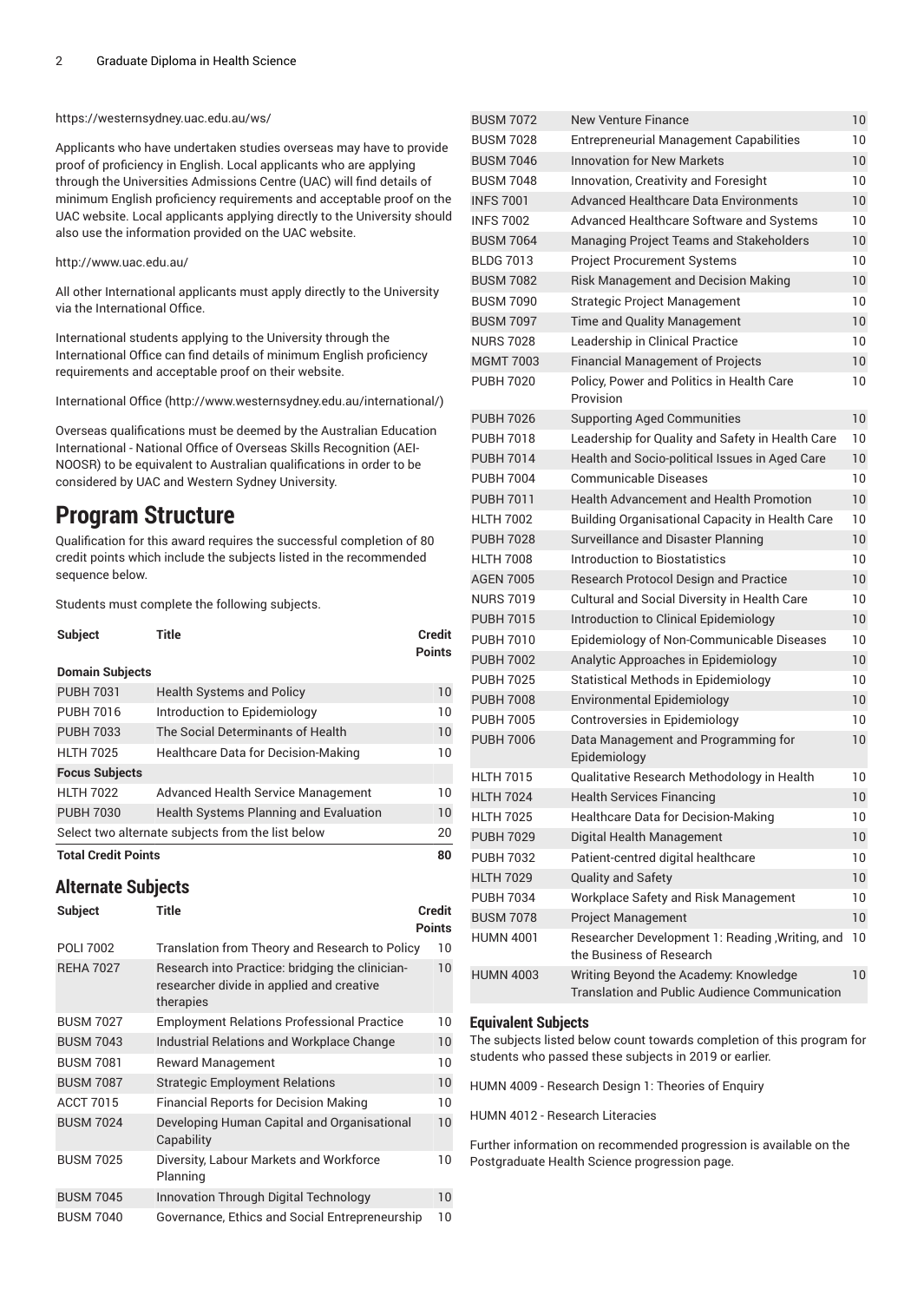https://westernsydney.uac.edu.au/ws/

Applicants who have undertaken studies overseas may have to provide proof of proficiency in English. Local applicants who are applying through the Universities Admissions Centre (UAC) will find details of minimum English proficiency requirements and acceptable proof on the UAC website. Local applicants applying directly to the University should also use the information provided on the UAC website.

http://www.uac.edu.au/

All other International applicants must apply directly to the University via the International Office.

International students applying to the University through the International Office can find details of minimum English proficiency requirements and acceptable proof on their website.

International Office (http://www.westernsydney.edu.au/international/)

Overseas qualifications must be deemed by the Australian Education International - National Office of Overseas Skills Recognition (AEI-NOOSR) to be equivalent to Australian qualifications in order to be considered by UAC and Western Sydney University.

# Program Structure

Qualification for this award requires the successful completion of 80 credit points which include the subjects listed in the recommended sequence below.

Students must complete the following subjects.

| Subject | Title | Credit Points |
|---|---|---|
| **Domain Subjects** | | |
| PUBH 7031 | Health Systems and Policy | 10 |
| PUBH 7016 | Introduction to Epidemiology | 10 |
| PUBH 7033 | The Social Determinants of Health | 10 |
| HLTH 7025 | Healthcare Data for Decision-Making | 10 |
| **Focus Subjects** | | |
| HLTH 7022 | Advanced Health Service Management | 10 |
| PUBH 7030 | Health Systems Planning and Evaluation | 10 |
| Select two alternate subjects from the list below | | 20 |
| **Total Credit Points** | | **80** |

## Alternate Subjects

| Subject | Title | Credit Points |
|---|---|---|
| POLI 7002 | Translation from Theory and Research to Policy | 10 |
| REHA 7027 | Research into Practice: bridging the clinician-researcher divide in applied and creative therapies | 10 |
| BUSM 7027 | Employment Relations Professional Practice | 10 |
| BUSM 7043 | Industrial Relations and Workplace Change | 10 |
| BUSM 7081 | Reward Management | 10 |
| BUSM 7087 | Strategic Employment Relations | 10 |
| ACCT 7015 | Financial Reports for Decision Making | 10 |
| BUSM 7024 | Developing Human Capital and Organisational Capability | 10 |
| BUSM 7025 | Diversity, Labour Markets and Workforce Planning | 10 |
| BUSM 7045 | Innovation Through Digital Technology | 10 |
| BUSM 7040 | Governance, Ethics and Social Entrepreneurship | 10 |
| BUSM 7072 | New Venture Finance | 10 |
| BUSM 7028 | Entrepreneurial Management Capabilities | 10 |
| BUSM 7046 | Innovation for New Markets | 10 |
| BUSM 7048 | Innovation, Creativity and Foresight | 10 |
| INFS 7001 | Advanced Healthcare Data Environments | 10 |
| INFS 7002 | Advanced Healthcare Software and Systems | 10 |
| BUSM 7064 | Managing Project Teams and Stakeholders | 10 |
| BLDG 7013 | Project Procurement Systems | 10 |
| BUSM 7082 | Risk Management and Decision Making | 10 |
| BUSM 7090 | Strategic Project Management | 10 |
| BUSM 7097 | Time and Quality Management | 10 |
| NURS 7028 | Leadership in Clinical Practice | 10 |
| MGMT 7003 | Financial Management of Projects | 10 |
| PUBH 7020 | Policy, Power and Politics in Health Care Provision | 10 |
| PUBH 7026 | Supporting Aged Communities | 10 |
| PUBH 7018 | Leadership for Quality and Safety in Health Care | 10 |
| PUBH 7014 | Health and Socio-political Issues in Aged Care | 10 |
| PUBH 7004 | Communicable Diseases | 10 |
| PUBH 7011 | Health Advancement and Health Promotion | 10 |
| HLTH 7002 | Building Organisational Capacity in Health Care | 10 |
| PUBH 7028 | Surveillance and Disaster Planning | 10 |
| HLTH 7008 | Introduction to Biostatistics | 10 |
| AGEN 7005 | Research Protocol Design and Practice | 10 |
| NURS 7019 | Cultural and Social Diversity in Health Care | 10 |
| PUBH 7015 | Introduction to Clinical Epidemiology | 10 |
| PUBH 7010 | Epidemiology of Non-Communicable Diseases | 10 |
| PUBH 7002 | Analytic Approaches in Epidemiology | 10 |
| PUBH 7025 | Statistical Methods in Epidemiology | 10 |
| PUBH 7008 | Environmental Epidemiology | 10 |
| PUBH 7005 | Controversies in Epidemiology | 10 |
| PUBH 7006 | Data Management and Programming for Epidemiology | 10 |
| HLTH 7015 | Qualitative Research Methodology in Health | 10 |
| HLTH 7024 | Health Services Financing | 10 |
| HLTH 7025 | Healthcare Data for Decision-Making | 10 |
| PUBH 7029 | Digital Health Management | 10 |
| PUBH 7032 | Patient-centred digital healthcare | 10 |
| HLTH 7029 | Quality and Safety | 10 |
| PUBH 7034 | Workplace Safety and Risk Management | 10 |
| BUSM 7078 | Project Management | 10 |
| HUMN 4001 | Researcher Development 1: Reading ,Writing, and the Business of Research | 10 |
| HUMN 4003 | Writing Beyond the Academy: Knowledge Translation and Public Audience Communication | 10 |

## Equivalent Subjects

The subjects listed below count towards completion of this program for students who passed these subjects in 2019 or earlier.

HUMN 4009 - Research Design 1: Theories of Enquiry

HUMN 4012 - Research Literacies

Further information on recommended progression is available on the Postgraduate Health Science progression page.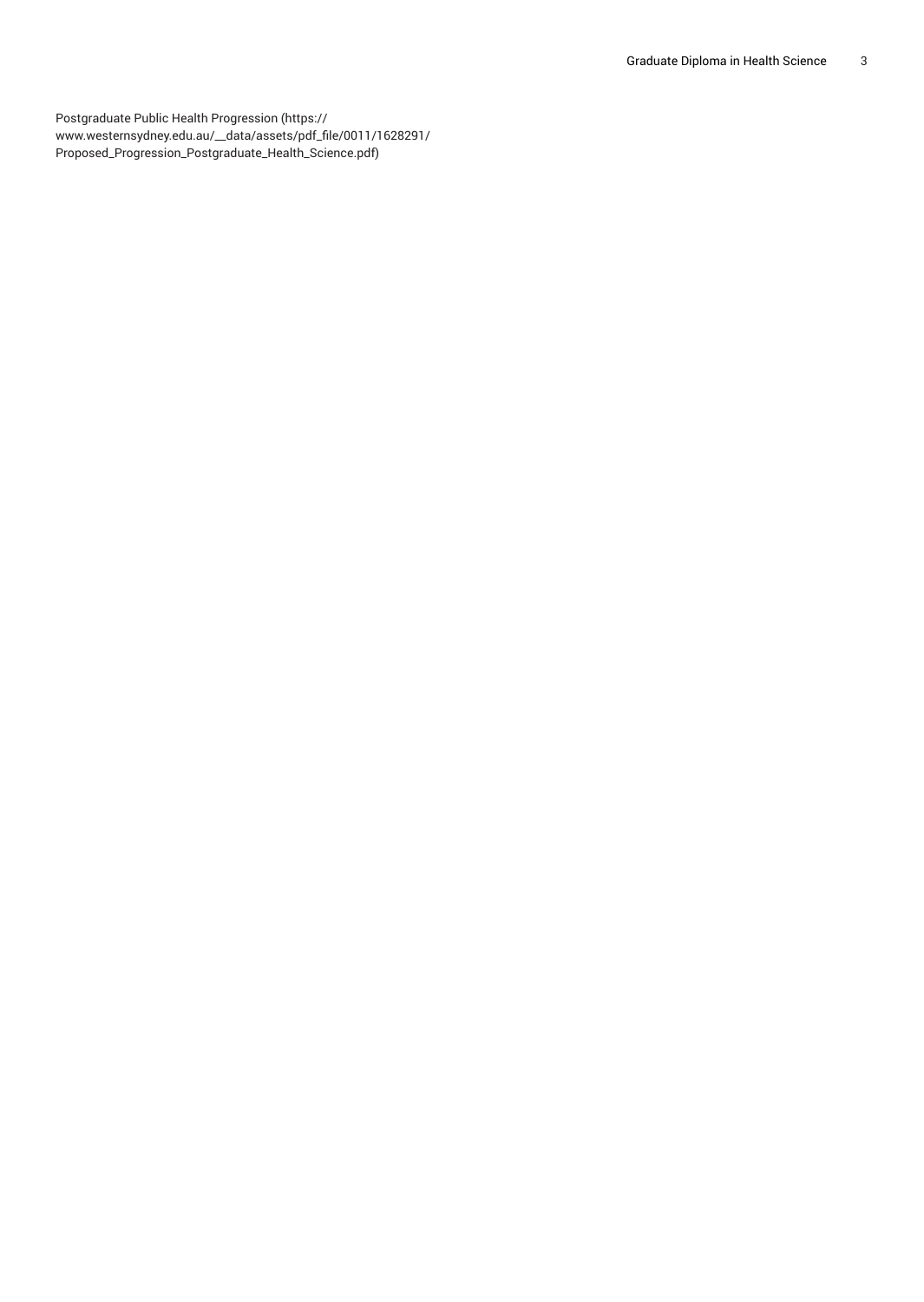Postgraduate Public Health Progression (https://www.westernsydney.edu.au/__data/assets/pdf_file/0011/1628291/Proposed_Progression_Postgraduate_Health_Science.pdf)